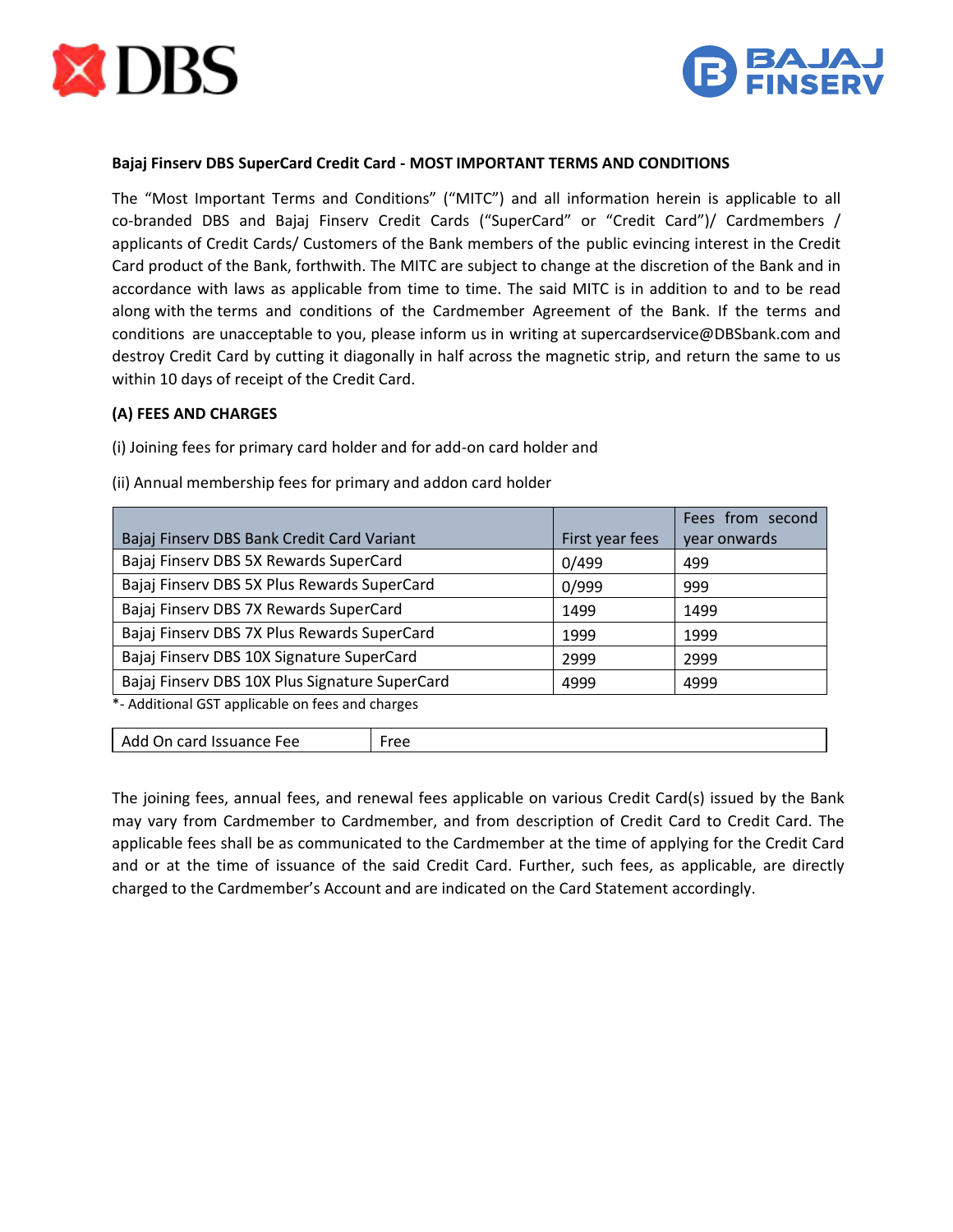**Bajaj Finserv DBS SuperCard Credit Card - MOST IMPORTANT TERMS AND CONDITIONS**

The "Most Important Terms and Conditions" ("MITC") and all information herein is applicable to all co-branded DBS and Bajaj Finserv Credit Cards ("SuperCard" or "Credit Card")/ Cardmembers / applicants of Credit Cards/ Customers of the Bank members of the public evincing interest in the Credit Card product of the Bank, forthwith. The MITC are subject to change at the discretion of the Bank and in accordance with laws as applicable from time to time. The said MITC is in addition to and to be read along with the terms and conditions of the Cardmember Agreement of the Bank. If the terms and conditions are unacceptable to you, please inform us in writing at supercardservice@DBSbank.com and destroy Credit Card by cutting it diagonally in half across the magnetic strip, and return the same to us within 10 days of receipt of the Credit Card.

**(A) FEES AND CHARGES**

(i) Joining fees for primary card holder and for add-on card holder and

(ii) Annual membership fees for primary and addon card holder

| Bajaj Finserv DBS Bank Credit Card Variant | First year fees | Fees from second year onwards |
|---|---|---|
| Bajaj Finserv DBS 5X Rewards SuperCard | 0/499 | 499 |
| Bajaj Finserv DBS 5X Plus Rewards SuperCard | 0/999 | 999 |
| Bajaj Finserv DBS 7X Rewards SuperCard | 1499 | 1499 |
| Bajaj Finserv DBS 7X Plus Rewards SuperCard | 1999 | 1999 |
| Bajaj Finserv DBS 10X Signature SuperCard | 2999 | 2999 |
| Bajaj Finserv DBS 10X Plus Signature SuperCard | 4999 | 4999 |

*- Additional GST applicable on fees and charges

| | |
|---|---|
| Add On card Issuance Fee | Free |

The joining fees, annual fees, and renewal fees applicable on various Credit Card(s) issued by the Bank may vary from Cardmember to Cardmember, and from description of Credit Card to Credit Card. The applicable fees shall be as communicated to the Cardmember at the time of applying for the Credit Card and or at the time of issuance of the said Credit Card. Further, such fees, as applicable, are directly charged to the Cardmember's Account and are indicated on the Card Statement accordingly.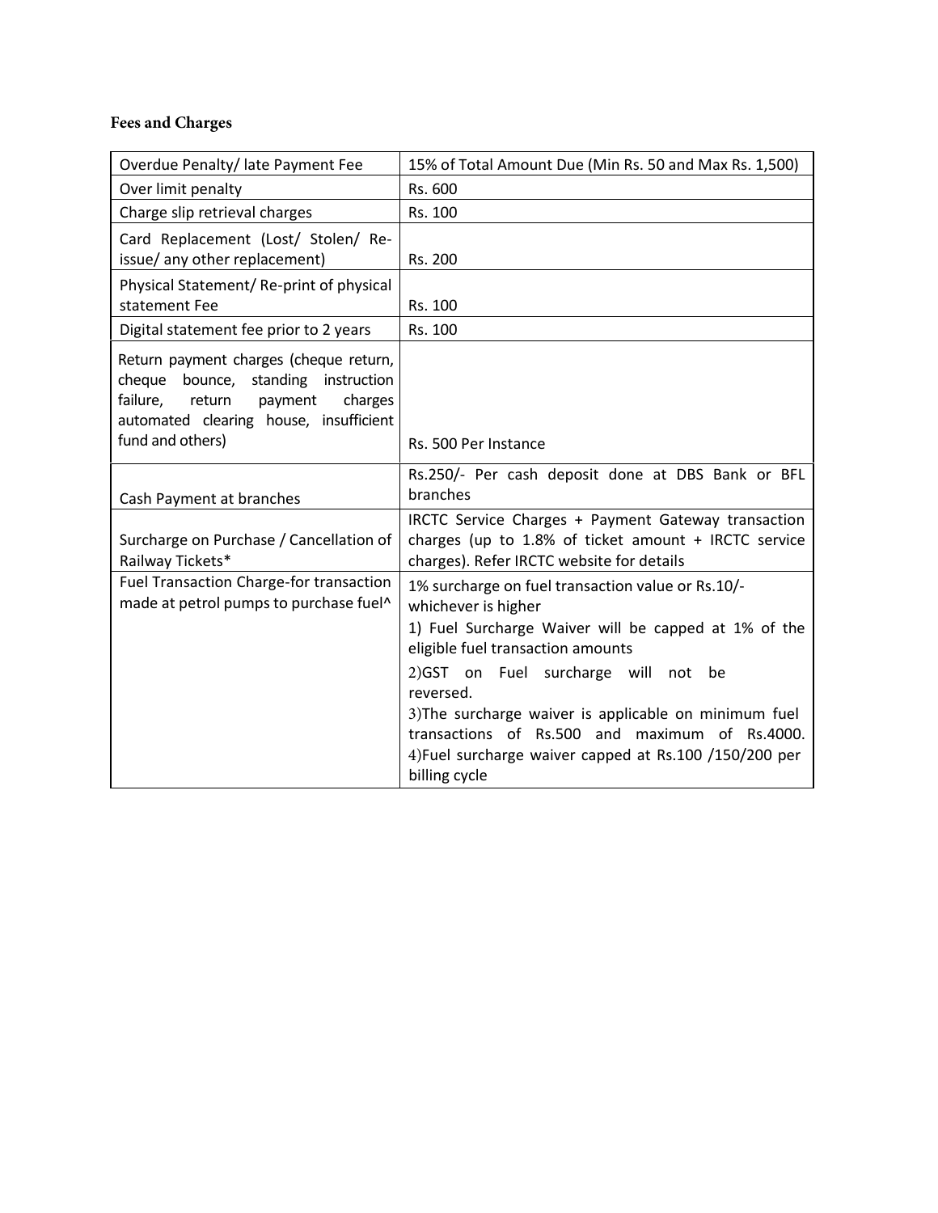## Fees and Charges

| | |
|---|---|
| Overdue Penalty/ late Payment Fee | 15% of Total Amount Due (Min Rs. 50 and Max Rs. 1,500) |
| Over limit penalty | Rs. 600 |
| Charge slip retrieval charges | Rs. 100 |
| Card Replacement (Lost/ Stolen/ Re-issue/ any other replacement) | Rs. 200 |
| Physical Statement/ Re-print of physical statement Fee | Rs. 100 |
| Digital statement fee prior to 2 years | Rs. 100 |
| Return payment charges (cheque return, cheque bounce, standing instruction failure, return payment charges automated clearing house, insufficient fund and others) | Rs. 500 Per Instance |
| Cash Payment at branches | Rs.250/- Per cash deposit done at DBS Bank or BFL branches |
| Surcharge on Purchase / Cancellation of Railway Tickets* | IRCTC Service Charges + Payment Gateway transaction charges (up to 1.8% of ticket amount + IRCTC service charges). Refer IRCTC website for details |
| Fuel Transaction Charge-for transaction made at petrol pumps to purchase fuel^ | 1% surcharge on fuel transaction value or Rs.10/- whichever is higher<br>1) Fuel Surcharge Waiver will be capped at 1% of the eligible fuel transaction amounts<br>2)GST on Fuel surcharge will not be reversed.<br>3)The surcharge waiver is applicable on minimum fuel transactions of Rs.500 and maximum of Rs.4000.<br>4)Fuel surcharge waiver capped at Rs.100 /150/200 per billing cycle |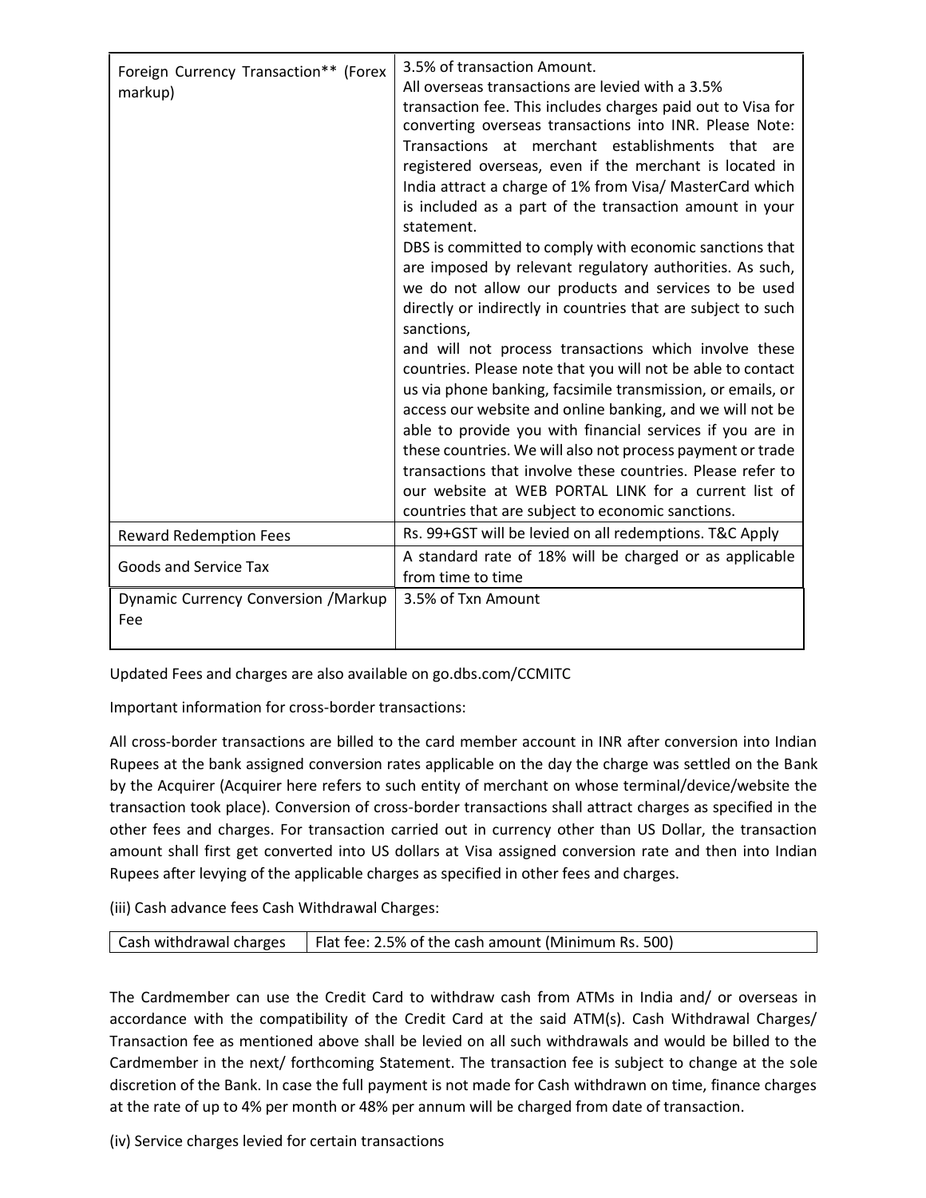| Foreign Currency Transaction** (Forex markup) | 3.5% of transaction Amount.<br>All overseas transactions are levied with a 3.5% transaction fee. This includes charges paid out to Visa for converting overseas transactions into INR. Please Note: Transactions at merchant establishments that are registered overseas, even if the merchant is located in India attract a charge of 1% from Visa/ MasterCard which is included as a part of the transaction amount in your statement.<br>DBS is committed to comply with economic sanctions that are imposed by relevant regulatory authorities. As such, we do not allow our products and services to be used directly or indirectly in countries that are subject to such sanctions,<br>and will not process transactions which involve these countries. Please note that you will not be able to contact us via phone banking, facsimile transmission, or emails, or access our website and online banking, and we will not be able to provide you with financial services if you are in these countries. We will also not process payment or trade transactions that involve these countries. Please refer to our website at WEB PORTAL LINK for a current list of countries that are subject to economic sanctions. |
|---|---|
| Reward Redemption Fees | Rs. 99+GST will be levied on all redemptions. T&C Apply |
| Goods and Service Tax | A standard rate of 18% will be charged or as applicable from time to time |
| Dynamic Currency Conversion /Markup Fee | 3.5% of Txn Amount |

Updated Fees and charges are also available on go.dbs.com/CCMITC

Important information for cross-border transactions:

All cross-border transactions are billed to the card member account in INR after conversion into Indian Rupees at the bank assigned conversion rates applicable on the day the charge was settled on the Bank by the Acquirer (Acquirer here refers to such entity of merchant on whose terminal/device/website the transaction took place). Conversion of cross-border transactions shall attract charges as specified in the other fees and charges. For transaction carried out in currency other than US Dollar, the transaction amount shall first get converted into US dollars at Visa assigned conversion rate and then into Indian Rupees after levying of the applicable charges as specified in other fees and charges.

(iii) Cash advance fees Cash Withdrawal Charges:

| Cash withdrawal charges | Flat fee: 2.5% of the cash amount (Minimum Rs. 500) |
|---|---|

The Cardmember can use the Credit Card to withdraw cash from ATMs in India and/ or overseas in accordance with the compatibility of the Credit Card at the said ATM(s). Cash Withdrawal Charges/ Transaction fee as mentioned above shall be levied on all such withdrawals and would be billed to the Cardmember in the next/ forthcoming Statement. The transaction fee is subject to change at the sole discretion of the Bank. In case the full payment is not made for Cash withdrawn on time, finance charges at the rate of up to 4% per month or 48% per annum will be charged from date of transaction.

(iv) Service charges levied for certain transactions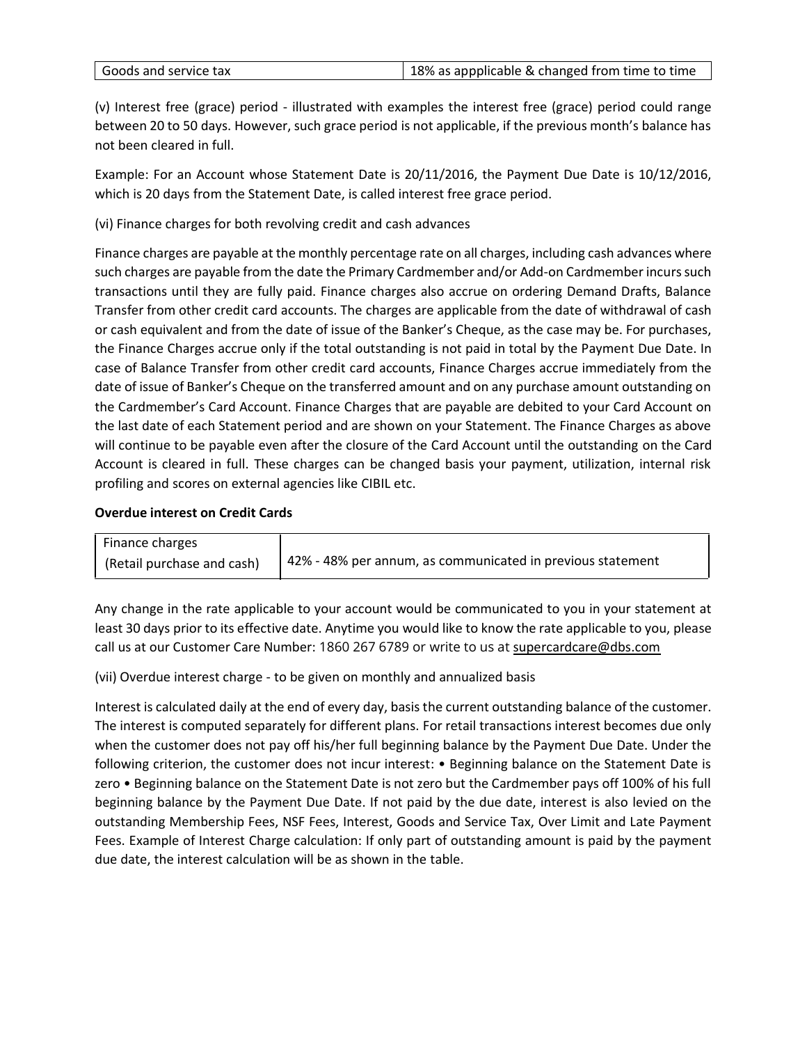| | |
|---|---|
| Goods and service tax | 18% as appplicable & changed from time to time |

(v) Interest free (grace) period - illustrated with examples the interest free (grace) period could range between 20 to 50 days. However, such grace period is not applicable, if the previous month's balance has not been cleared in full.

Example: For an Account whose Statement Date is 20/11/2016, the Payment Due Date is 10/12/2016, which is 20 days from the Statement Date, is called interest free grace period.

(vi) Finance charges for both revolving credit and cash advances

Finance charges are payable at the monthly percentage rate on all charges, including cash advances where such charges are payable from the date the Primary Cardmember and/or Add-on Cardmember incurs such transactions until they are fully paid. Finance charges also accrue on ordering Demand Drafts, Balance Transfer from other credit card accounts. The charges are applicable from the date of withdrawal of cash or cash equivalent and from the date of issue of the Banker's Cheque, as the case may be. For purchases, the Finance Charges accrue only if the total outstanding is not paid in total by the Payment Due Date. In case of Balance Transfer from other credit card accounts, Finance Charges accrue immediately from the date of issue of Banker's Cheque on the transferred amount and on any purchase amount outstanding on the Cardmember's Card Account. Finance Charges that are payable are debited to your Card Account on the last date of each Statement period and are shown on your Statement. The Finance Charges as above will continue to be payable even after the closure of the Card Account until the outstanding on the Card Account is cleared in full. These charges can be changed basis your payment, utilization, internal risk profiling and scores on external agencies like CIBIL etc.

**Overdue interest on Credit Cards**

| | |
|---|---|
| Finance charges (Retail purchase and cash) | 42% - 48% per annum, as communicated in previous statement |

Any change in the rate applicable to your account would be communicated to you in your statement at least 30 days prior to its effective date. Anytime you would like to know the rate applicable to you, please call us at our Customer Care Number: 1860 267 6789 or write to us at supercardcare@dbs.com

(vii) Overdue interest charge - to be given on monthly and annualized basis

Interest is calculated daily at the end of every day, basis the current outstanding balance of the customer. The interest is computed separately for different plans. For retail transactions interest becomes due only when the customer does not pay off his/her full beginning balance by the Payment Due Date. Under the following criterion, the customer does not incur interest: • Beginning balance on the Statement Date is zero • Beginning balance on the Statement Date is not zero but the Cardmember pays off 100% of his full beginning balance by the Payment Due Date. If not paid by the due date, interest is also levied on the outstanding Membership Fees, NSF Fees, Interest, Goods and Service Tax, Over Limit and Late Payment Fees. Example of Interest Charge calculation: If only part of outstanding amount is paid by the payment due date, the interest calculation will be as shown in the table.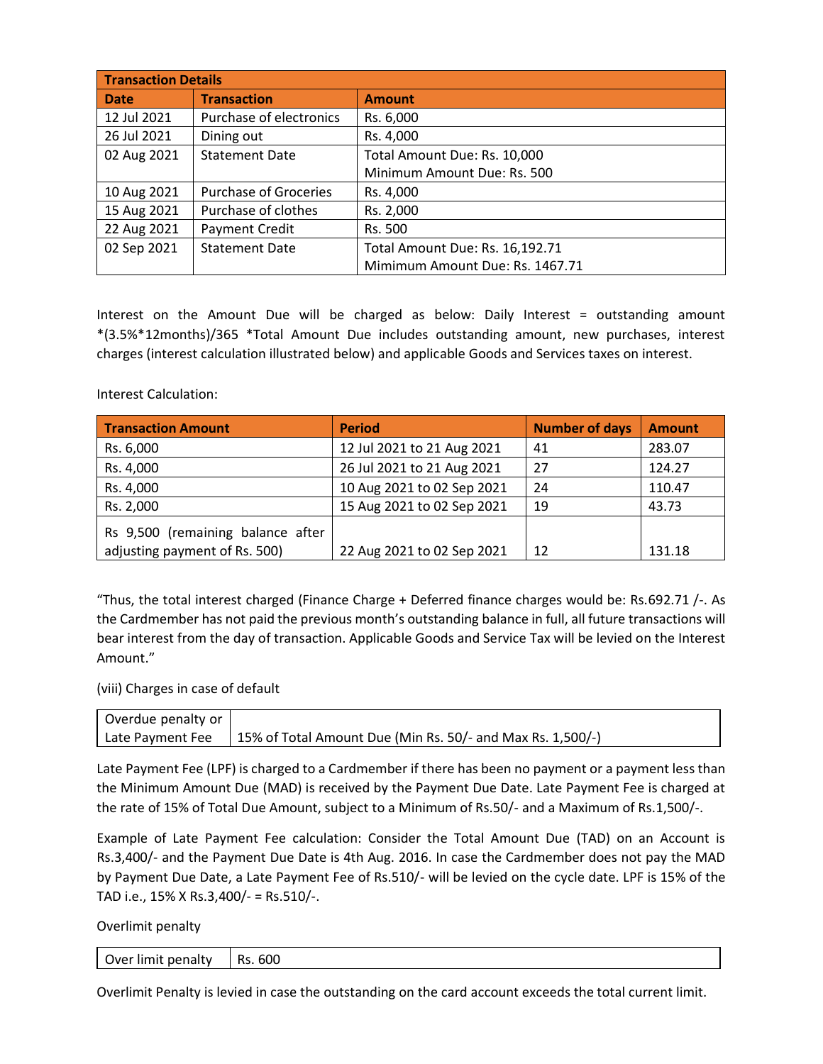| Transaction Details | | |
| --- | --- | --- |
| **Date** | **Transaction** | **Amount** |
| 12 Jul 2021 | Purchase of electronics | Rs. 6,000 |
| 26 Jul 2021 | Dining out | Rs. 4,000 |
| 02 Aug 2021 | Statement Date | Total Amount Due: Rs. 10,000<br>Minimum Amount Due: Rs. 500 |
| 10 Aug 2021 | Purchase of Groceries | Rs. 4,000 |
| 15 Aug 2021 | Purchase of clothes | Rs. 2,000 |
| 22 Aug 2021 | Payment Credit | Rs. 500 |
| 02 Sep 2021 | Statement Date | Total Amount Due: Rs. 16,192.71<br>Mimimum Amount Due: Rs. 1467.71 |

Interest on the Amount Due will be charged as below: Daily Interest = outstanding amount *(3.5%*12months)/365 *Total Amount Due includes outstanding amount, new purchases, interest charges (interest calculation illustrated below) and applicable Goods and Services taxes on interest.

Interest Calculation:

| Transaction Amount | Period | Number of days | Amount |
| --- | --- | --- | --- |
| Rs. 6,000 | 12 Jul 2021 to 21 Aug 2021 | 41 | 283.07 |
| Rs. 4,000 | 26 Jul 2021 to 21 Aug 2021 | 27 | 124.27 |
| Rs. 4,000 | 10 Aug 2021 to 02 Sep 2021 | 24 | 110.47 |
| Rs. 2,000 | 15 Aug 2021 to 02 Sep 2021 | 19 | 43.73 |
| Rs 9,500 (remaining balance after adjusting payment of Rs. 500) | 22 Aug 2021 to 02 Sep 2021 | 12 | 131.18 |

"Thus, the total interest charged (Finance Charge + Deferred finance charges would be: Rs.692.71 /-. As the Cardmember has not paid the previous month's outstanding balance in full, all future transactions will bear interest from the day of transaction. Applicable Goods and Service Tax will be levied on the Interest Amount."

(viii) Charges in case of default

| | |
| --- | --- |
| Overdue penalty or Late Payment Fee | 15% of Total Amount Due (Min Rs. 50/- and Max Rs. 1,500/-) |

Late Payment Fee (LPF) is charged to a Cardmember if there has been no payment or a payment less than the Minimum Amount Due (MAD) is received by the Payment Due Date. Late Payment Fee is charged at the rate of 15% of Total Due Amount, subject to a Minimum of Rs.50/- and a Maximum of Rs.1,500/-.

Example of Late Payment Fee calculation: Consider the Total Amount Due (TAD) on an Account is Rs.3,400/- and the Payment Due Date is 4th Aug. 2016. In case the Cardmember does not pay the MAD by Payment Due Date, a Late Payment Fee of Rs.510/- will be levied on the cycle date. LPF is 15% of the TAD i.e., 15% X Rs.3,400/- = Rs.510/-.

Overlimit penalty

| | |
| --- | --- |
| Over limit penalty | Rs. 600 |

Overlimit Penalty is levied in case the outstanding on the card account exceeds the total current limit.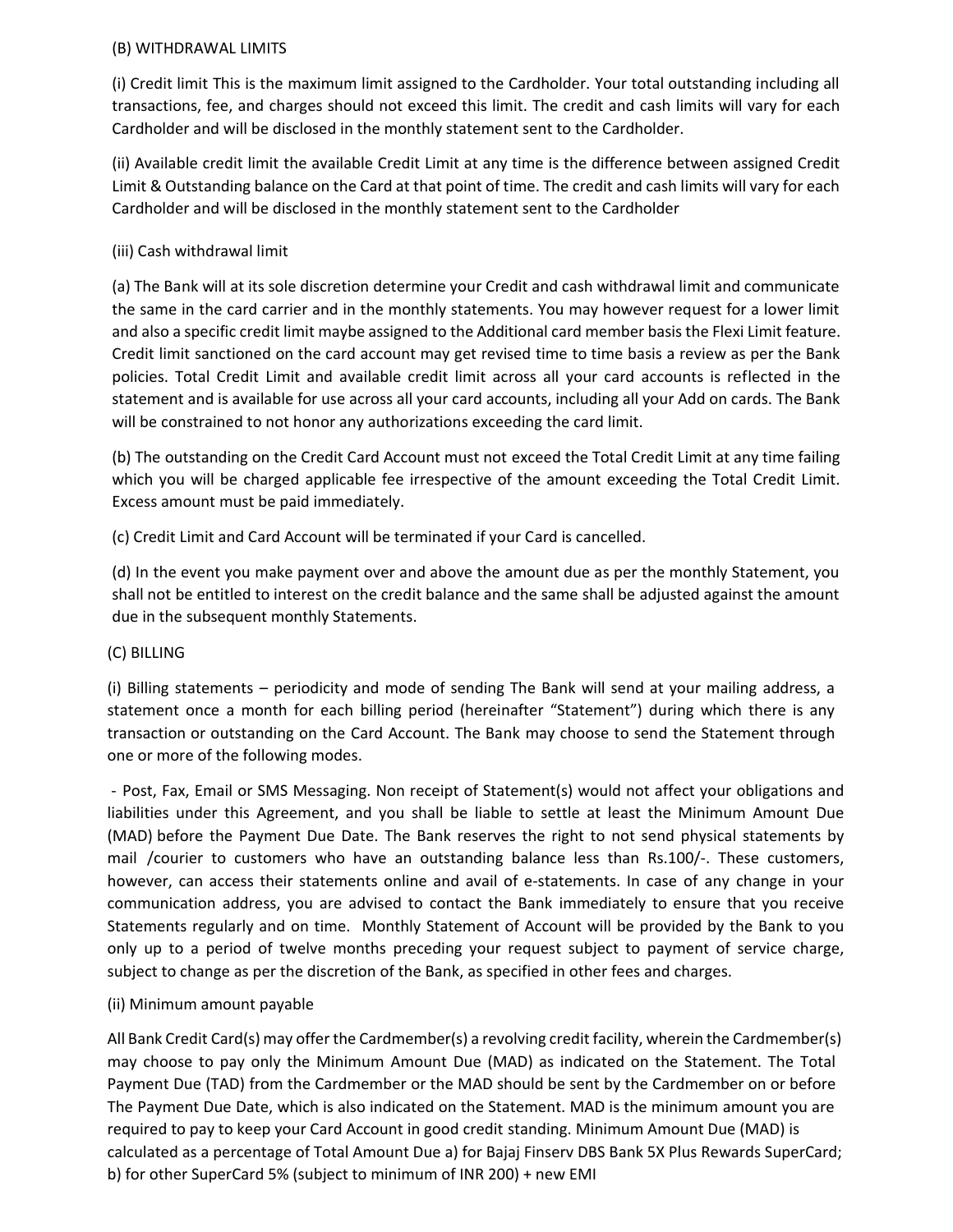(B) WITHDRAWAL LIMITS

(i) Credit limit This is the maximum limit assigned to the Cardholder. Your total outstanding including all transactions, fee, and charges should not exceed this limit. The credit and cash limits will vary for each Cardholder and will be disclosed in the monthly statement sent to the Cardholder.

(ii) Available credit limit the available Credit Limit at any time is the difference between assigned Credit Limit & Outstanding balance on the Card at that point of time. The credit and cash limits will vary for each Cardholder and will be disclosed in the monthly statement sent to the Cardholder

(iii) Cash withdrawal limit

(a) The Bank will at its sole discretion determine your Credit and cash withdrawal limit and communicate the same in the card carrier and in the monthly statements. You may however request for a lower limit and also a specific credit limit maybe assigned to the Additional card member basis the Flexi Limit feature. Credit limit sanctioned on the card account may get revised time to time basis a review as per the Bank policies. Total Credit Limit and available credit limit across all your card accounts is reflected in the statement and is available for use across all your card accounts, including all your Add on cards. The Bank will be constrained to not honor any authorizations exceeding the card limit.

(b) The outstanding on the Credit Card Account must not exceed the Total Credit Limit at any time failing which you will be charged applicable fee irrespective of the amount exceeding the Total Credit Limit. Excess amount must be paid immediately.

(c) Credit Limit and Card Account will be terminated if your Card is cancelled.

(d) In the event you make payment over and above the amount due as per the monthly Statement, you shall not be entitled to interest on the credit balance and the same shall be adjusted against the amount due in the subsequent monthly Statements.

(C) BILLING

(i) Billing statements – periodicity and mode of sending The Bank will send at your mailing address, a statement once a month for each billing period (hereinafter "Statement") during which there is any transaction or outstanding on the Card Account. The Bank may choose to send the Statement through one or more of the following modes.

- Post, Fax, Email or SMS Messaging. Non receipt of Statement(s) would not affect your obligations and liabilities under this Agreement, and you shall be liable to settle at least the Minimum Amount Due (MAD) before the Payment Due Date. The Bank reserves the right to not send physical statements by mail /courier to customers who have an outstanding balance less than Rs.100/-. These customers, however, can access their statements online and avail of e-statements. In case of any change in your communication address, you are advised to contact the Bank immediately to ensure that you receive Statements regularly and on time. Monthly Statement of Account will be provided by the Bank to you only up to a period of twelve months preceding your request subject to payment of service charge, subject to change as per the discretion of the Bank, as specified in other fees and charges.

(ii) Minimum amount payable

All Bank Credit Card(s) may offer the Cardmember(s) a revolving credit facility, wherein the Cardmember(s) may choose to pay only the Minimum Amount Due (MAD) as indicated on the Statement. The Total Payment Due (TAD) from the Cardmember or the MAD should be sent by the Cardmember on or before The Payment Due Date, which is also indicated on the Statement. MAD is the minimum amount you are required to pay to keep your Card Account in good credit standing. Minimum Amount Due (MAD) is calculated as a percentage of Total Amount Due a) for Bajaj Finserv DBS Bank 5X Plus Rewards SuperCard; b) for other SuperCard 5% (subject to minimum of INR 200) + new EMI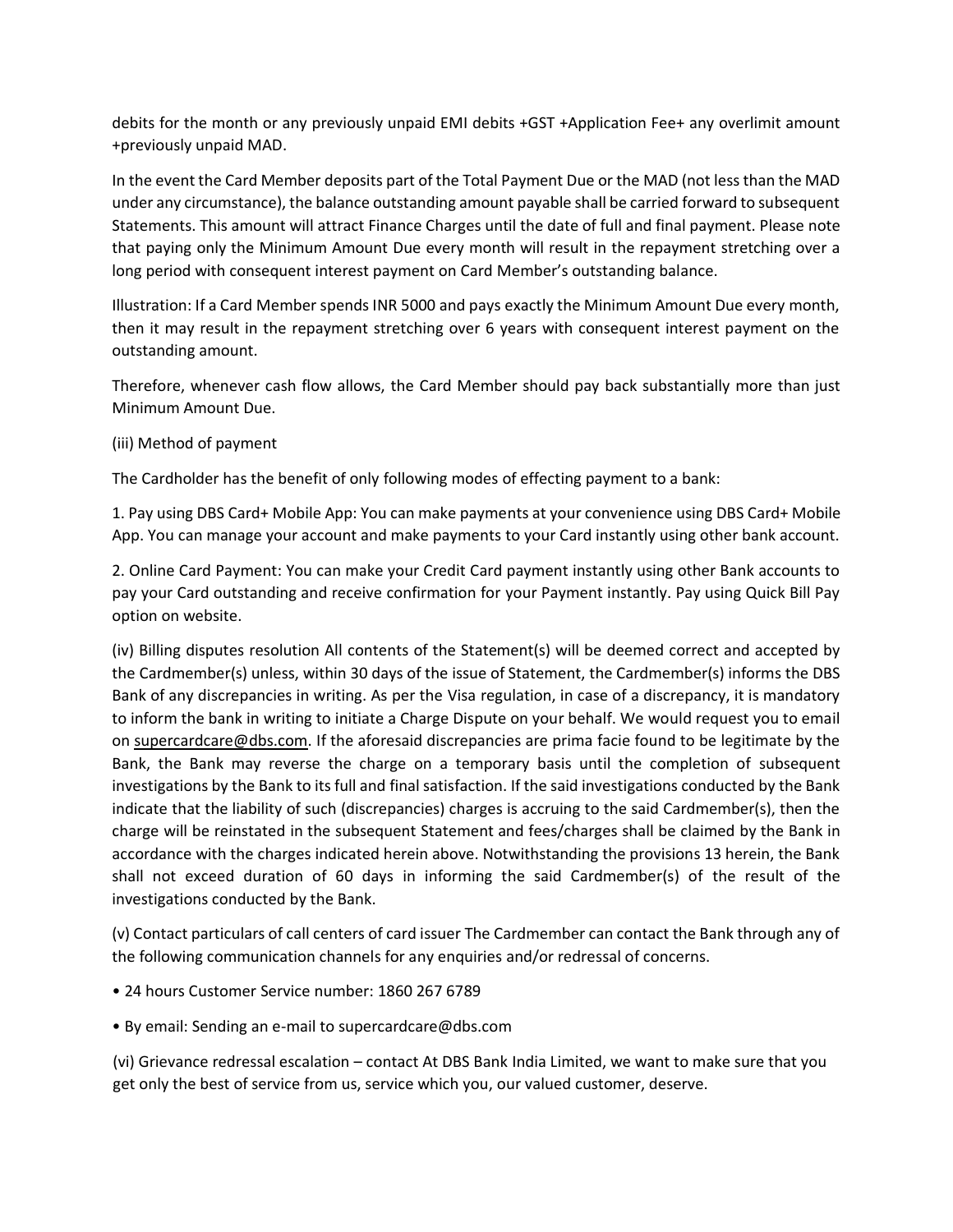debits for the month or any previously unpaid EMI debits +GST +Application Fee+ any overlimit amount +previously unpaid MAD.

In the event the Card Member deposits part of the Total Payment Due or the MAD (not less than the MAD under any circumstance), the balance outstanding amount payable shall be carried forward to subsequent Statements. This amount will attract Finance Charges until the date of full and final payment. Please note that paying only the Minimum Amount Due every month will result in the repayment stretching over a long period with consequent interest payment on Card Member's outstanding balance.

Illustration: If a Card Member spends INR 5000 and pays exactly the Minimum Amount Due every month, then it may result in the repayment stretching over 6 years with consequent interest payment on the outstanding amount.

Therefore, whenever cash flow allows, the Card Member should pay back substantially more than just Minimum Amount Due.

(iii) Method of payment

The Cardholder has the benefit of only following modes of effecting payment to a bank:

1. Pay using DBS Card+ Mobile App: You can make payments at your convenience using DBS Card+ Mobile App. You can manage your account and make payments to your Card instantly using other bank account.

2. Online Card Payment: You can make your Credit Card payment instantly using other Bank accounts to pay your Card outstanding and receive confirmation for your Payment instantly. Pay using Quick Bill Pay option on website.

(iv) Billing disputes resolution All contents of the Statement(s) will be deemed correct and accepted by the Cardmember(s) unless, within 30 days of the issue of Statement, the Cardmember(s) informs the DBS Bank of any discrepancies in writing. As per the Visa regulation, in case of a discrepancy, it is mandatory to inform the bank in writing to initiate a Charge Dispute on your behalf. We would request you to email on supercardcare@dbs.com. If the aforesaid discrepancies are prima facie found to be legitimate by the Bank, the Bank may reverse the charge on a temporary basis until the completion of subsequent investigations by the Bank to its full and final satisfaction. If the said investigations conducted by the Bank indicate that the liability of such (discrepancies) charges is accruing to the said Cardmember(s), then the charge will be reinstated in the subsequent Statement and fees/charges shall be claimed by the Bank in accordance with the charges indicated herein above. Notwithstanding the provisions 13 herein, the Bank shall not exceed duration of 60 days in informing the said Cardmember(s) of the result of the investigations conducted by the Bank.

(v) Contact particulars of call centers of card issuer The Cardmember can contact the Bank through any of the following communication channels for any enquiries and/or redressal of concerns.

- 24 hours Customer Service number: 1860 267 6789
- By email: Sending an e-mail to supercardcare@dbs.com

(vi) Grievance redressal escalation – contact At DBS Bank India Limited, we want to make sure that you get only the best of service from us, service which you, our valued customer, deserve.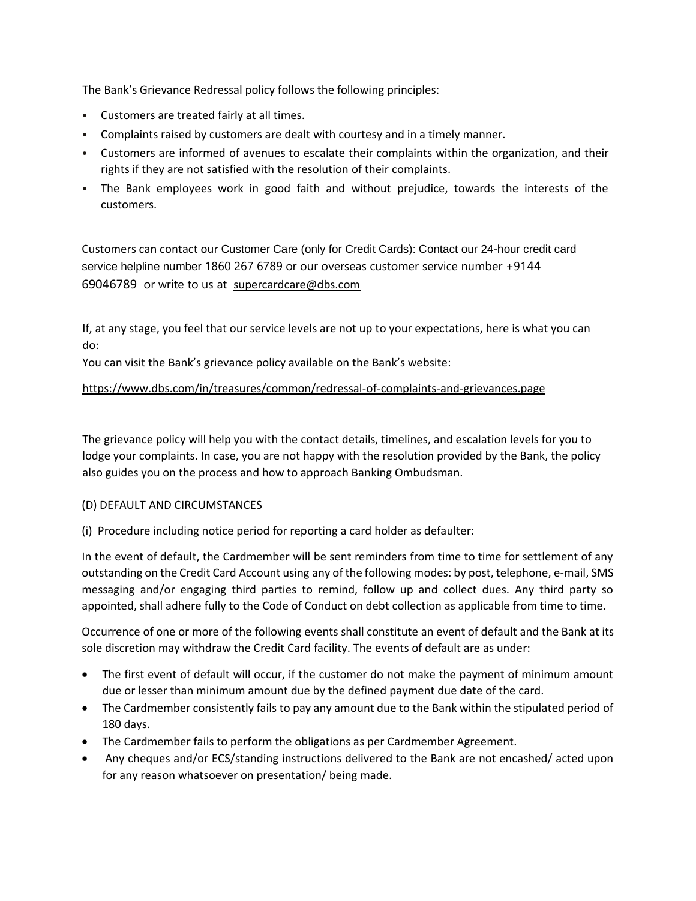The Bank's Grievance Redressal policy follows the following principles:

- Customers are treated fairly at all times.
- Complaints raised by customers are dealt with courtesy and in a timely manner.
- Customers are informed of avenues to escalate their complaints within the organization, and their rights if they are not satisfied with the resolution of their complaints.
- The Bank employees work in good faith and without prejudice, towards the interests of the customers.

Customers can contact our Customer Care (only for Credit Cards): Contact our 24-hour credit card service helpline number 1860 267 6789 or our overseas customer service number +9144 69046789 or write to us at supercardcare@dbs.com

If, at any stage, you feel that our service levels are not up to your expectations, here is what you can do:

You can visit the Bank's grievance policy available on the Bank's website:

https://www.dbs.com/in/treasures/common/redressal-of-complaints-and-grievances.page

The grievance policy will help you with the contact details, timelines, and escalation levels for you to lodge your complaints. In case, you are not happy with the resolution provided by the Bank, the policy also guides you on the process and how to approach Banking Ombudsman.

(D) DEFAULT AND CIRCUMSTANCES

(i) Procedure including notice period for reporting a card holder as defaulter:

In the event of default, the Cardmember will be sent reminders from time to time for settlement of any outstanding on the Credit Card Account using any of the following modes: by post, telephone, e-mail, SMS messaging and/or engaging third parties to remind, follow up and collect dues. Any third party so appointed, shall adhere fully to the Code of Conduct on debt collection as applicable from time to time.

Occurrence of one or more of the following events shall constitute an event of default and the Bank at its sole discretion may withdraw the Credit Card facility. The events of default are as under:

- The first event of default will occur, if the customer do not make the payment of minimum amount due or lesser than minimum amount due by the defined payment due date of the card.
- The Cardmember consistently fails to pay any amount due to the Bank within the stipulated period of 180 days.
- The Cardmember fails to perform the obligations as per Cardmember Agreement.
- Any cheques and/or ECS/standing instructions delivered to the Bank are not encashed/ acted upon for any reason whatsoever on presentation/ being made.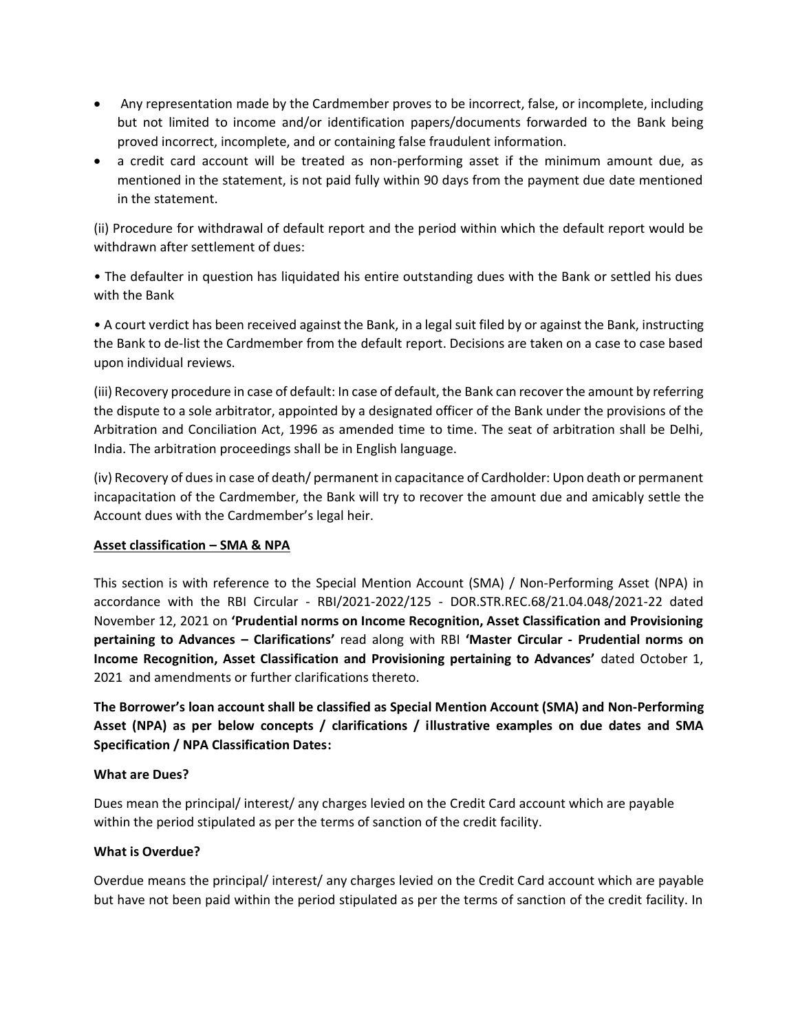- Any representation made by the Cardmember proves to be incorrect, false, or incomplete, including but not limited to income and/or identification papers/documents forwarded to the Bank being proved incorrect, incomplete, and or containing false fraudulent information.
- a credit card account will be treated as non-performing asset if the minimum amount due, as mentioned in the statement, is not paid fully within 90 days from the payment due date mentioned in the statement.

(ii) Procedure for withdrawal of default report and the period within which the default report would be withdrawn after settlement of dues:

• The defaulter in question has liquidated his entire outstanding dues with the Bank or settled his dues with the Bank

• A court verdict has been received against the Bank, in a legal suit filed by or against the Bank, instructing the Bank to de-list the Cardmember from the default report. Decisions are taken on a case to case based upon individual reviews.

(iii) Recovery procedure in case of default: In case of default, the Bank can recover the amount by referring the dispute to a sole arbitrator, appointed by a designated officer of the Bank under the provisions of the Arbitration and Conciliation Act, 1996 as amended time to time. The seat of arbitration shall be Delhi, India. The arbitration proceedings shall be in English language.

(iv) Recovery of dues in case of death/ permanent in capacitance of Cardholder: Upon death or permanent incapacitation of the Cardmember, the Bank will try to recover the amount due and amicably settle the Account dues with the Cardmember's legal heir.

**Asset classification – SMA & NPA**

This section is with reference to the Special Mention Account (SMA) / Non-Performing Asset (NPA) in accordance with the RBI Circular - RBI/2021-2022/125 - DOR.STR.REC.68/21.04.048/2021-22 dated November 12, 2021 on **'Prudential norms on Income Recognition, Asset Classification and Provisioning pertaining to Advances – Clarifications'** read along with RBI **'Master Circular - Prudential norms on Income Recognition, Asset Classification and Provisioning pertaining to Advances'** dated October 1, 2021 and amendments or further clarifications thereto.

**The Borrower's loan account shall be classified as Special Mention Account (SMA) and Non-Performing Asset (NPA) as per below concepts / clarifications / illustrative examples on due dates and SMA Specification / NPA Classification Dates:**

**What are Dues?**

Dues mean the principal/ interest/ any charges levied on the Credit Card account which are payable within the period stipulated as per the terms of sanction of the credit facility.

**What is Overdue?**

Overdue means the principal/ interest/ any charges levied on the Credit Card account which are payable but have not been paid within the period stipulated as per the terms of sanction of the credit facility. In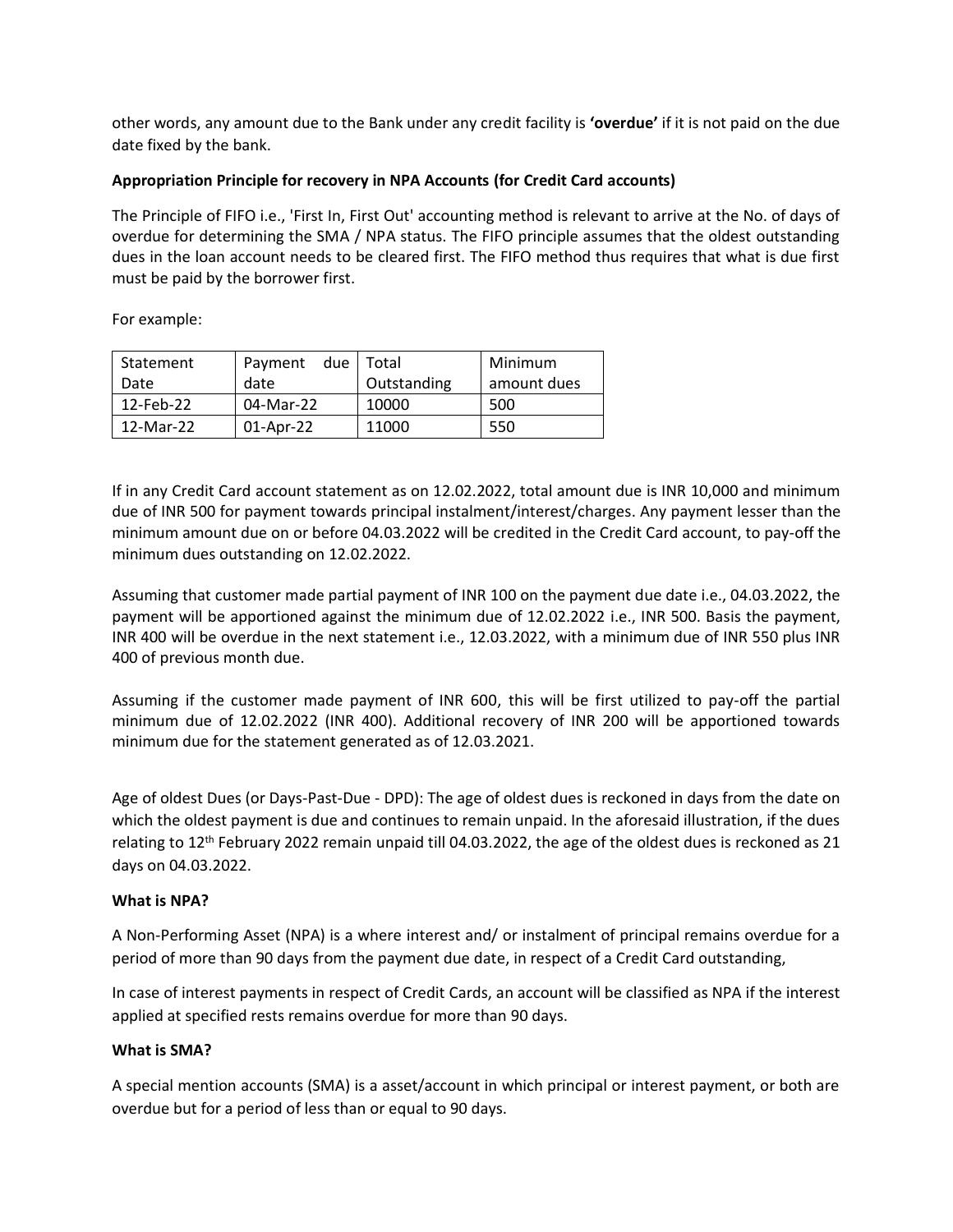other words, any amount due to the Bank under any credit facility is **'overdue'** if it is not paid on the due date fixed by the bank.

**Appropriation Principle for recovery in NPA Accounts (for Credit Card accounts)**

The Principle of FIFO i.e., 'First In, First Out' accounting method is relevant to arrive at the No. of days of overdue for determining the SMA / NPA status. The FIFO principle assumes that the oldest outstanding dues in the loan account needs to be cleared first. The FIFO method thus requires that what is due first must be paid by the borrower first.

For example:

| Statement Date | Payment due date | Total Outstanding | Minimum amount dues |
|---|---|---|---|
| 12-Feb-22 | 04-Mar-22 | 10000 | 500 |
| 12-Mar-22 | 01-Apr-22 | 11000 | 550 |

If in any Credit Card account statement as on 12.02.2022, total amount due is INR 10,000 and minimum due of INR 500 for payment towards principal instalment/interest/charges. Any payment lesser than the minimum amount due on or before 04.03.2022 will be credited in the Credit Card account, to pay-off the minimum dues outstanding on 12.02.2022.

Assuming that customer made partial payment of INR 100 on the payment due date i.e., 04.03.2022, the payment will be apportioned against the minimum due of 12.02.2022 i.e., INR 500. Basis the payment, INR 400 will be overdue in the next statement i.e., 12.03.2022, with a minimum due of INR 550 plus INR 400 of previous month due.

Assuming if the customer made payment of INR 600, this will be first utilized to pay-off the partial minimum due of 12.02.2022 (INR 400). Additional recovery of INR 200 will be apportioned towards minimum due for the statement generated as of 12.03.2021.

Age of oldest Dues (or Days-Past-Due - DPD): The age of oldest dues is reckoned in days from the date on which the oldest payment is due and continues to remain unpaid. In the aforesaid illustration, if the dues relating to 12th February 2022 remain unpaid till 04.03.2022, the age of the oldest dues is reckoned as 21 days on 04.03.2022.

**What is NPA?**

A Non-Performing Asset (NPA) is a where interest and/ or instalment of principal remains overdue for a period of more than 90 days from the payment due date, in respect of a Credit Card outstanding,

In case of interest payments in respect of Credit Cards, an account will be classified as NPA if the interest applied at specified rests remains overdue for more than 90 days.

**What is SMA?**

A special mention accounts (SMA) is a asset/account in which principal or interest payment, or both are overdue but for a period of less than or equal to 90 days.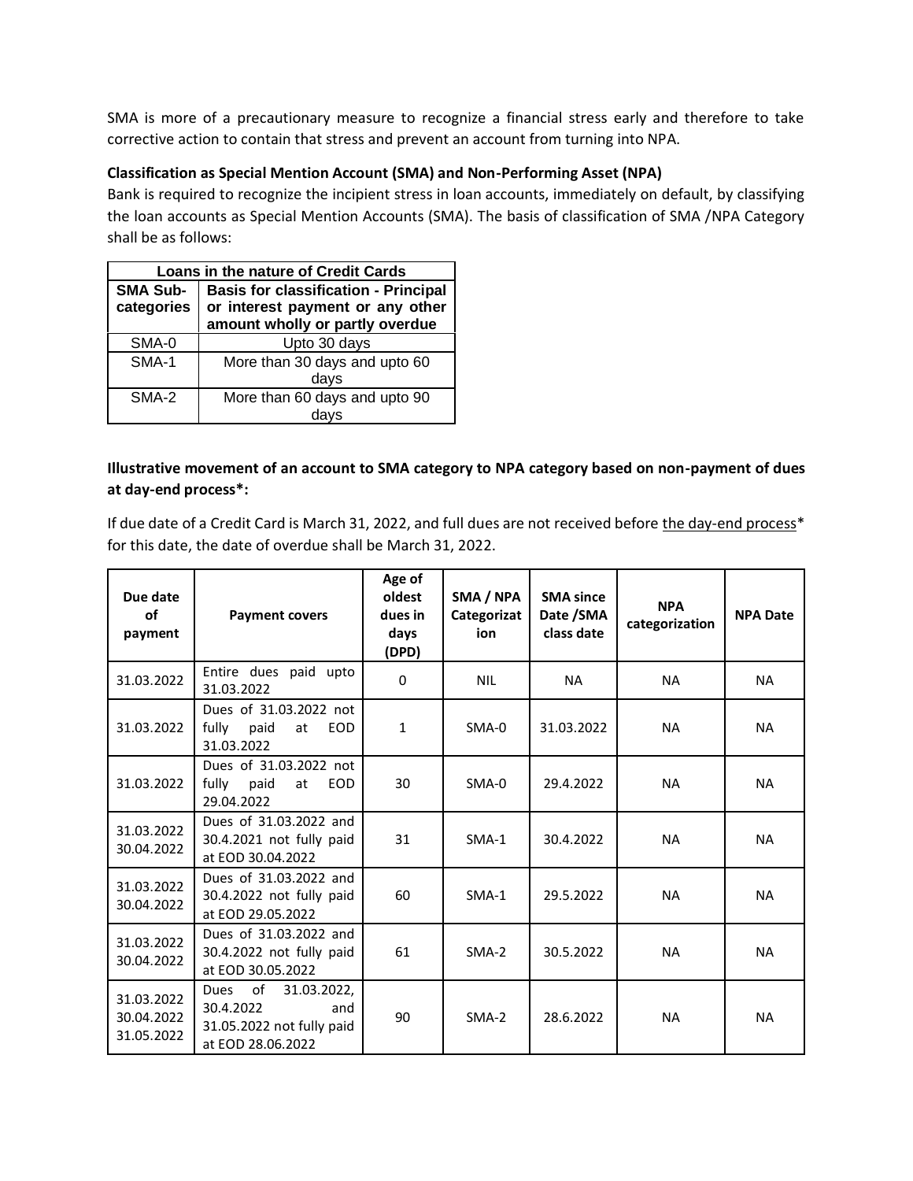SMA is more of a precautionary measure to recognize a financial stress early and therefore to take corrective action to contain that stress and prevent an account from turning into NPA.

**Classification as Special Mention Account (SMA) and Non-Performing Asset (NPA)**

Bank is required to recognize the incipient stress in loan accounts, immediately on default, by classifying the loan accounts as Special Mention Accounts (SMA). The basis of classification of SMA /NPA Category shall be as follows:

| Loans in the nature of Credit Cards | |
|---|---|
| **SMA Sub-categories** | **Basis for classification - Principal or interest payment or any other amount wholly or partly overdue** |
| SMA-0 | Upto 30 days |
| SMA-1 | More than 30 days and upto 60 days |
| SMA-2 | More than 60 days and upto 90 days |

**Illustrative movement of an account to SMA category to NPA category based on non-payment of dues at day-end process*:**

If due date of a Credit Card is March 31, 2022, and full dues are not received before the day-end process* for this date, the date of overdue shall be March 31, 2022.

| Due date of payment | Payment covers | Age of oldest dues in days (DPD) | SMA / NPA Categorization | SMA since Date /SMA class date | NPA categorization | NPA Date |
|---|---|---|---|---|---|---|
| 31.03.2022 | Entire dues paid upto 31.03.2022 | 0 | NIL | NA | NA | NA |
| 31.03.2022 | Dues of 31.03.2022 not fully paid at EOD 31.03.2022 | 1 | SMA-0 | 31.03.2022 | NA | NA |
| 31.03.2022 | Dues of 31.03.2022 not fully paid at EOD 29.04.2022 | 30 | SMA-0 | 29.4.2022 | NA | NA |
| 31.03.2022 30.04.2022 | Dues of 31.03.2022 and 30.4.2021 not fully paid at EOD 30.04.2022 | 31 | SMA-1 | 30.4.2022 | NA | NA |
| 31.03.2022 30.04.2022 | Dues of 31.03.2022 and 30.4.2022 not fully paid at EOD 29.05.2022 | 60 | SMA-1 | 29.5.2022 | NA | NA |
| 31.03.2022 30.04.2022 | Dues of 31.03.2022 and 30.4.2022 not fully paid at EOD 30.05.2022 | 61 | SMA-2 | 30.5.2022 | NA | NA |
| 31.03.2022 30.04.2022 31.05.2022 | Dues of 31.03.2022, 30.4.2022 and 31.05.2022 not fully paid at EOD 28.06.2022 | 90 | SMA-2 | 28.6.2022 | NA | NA |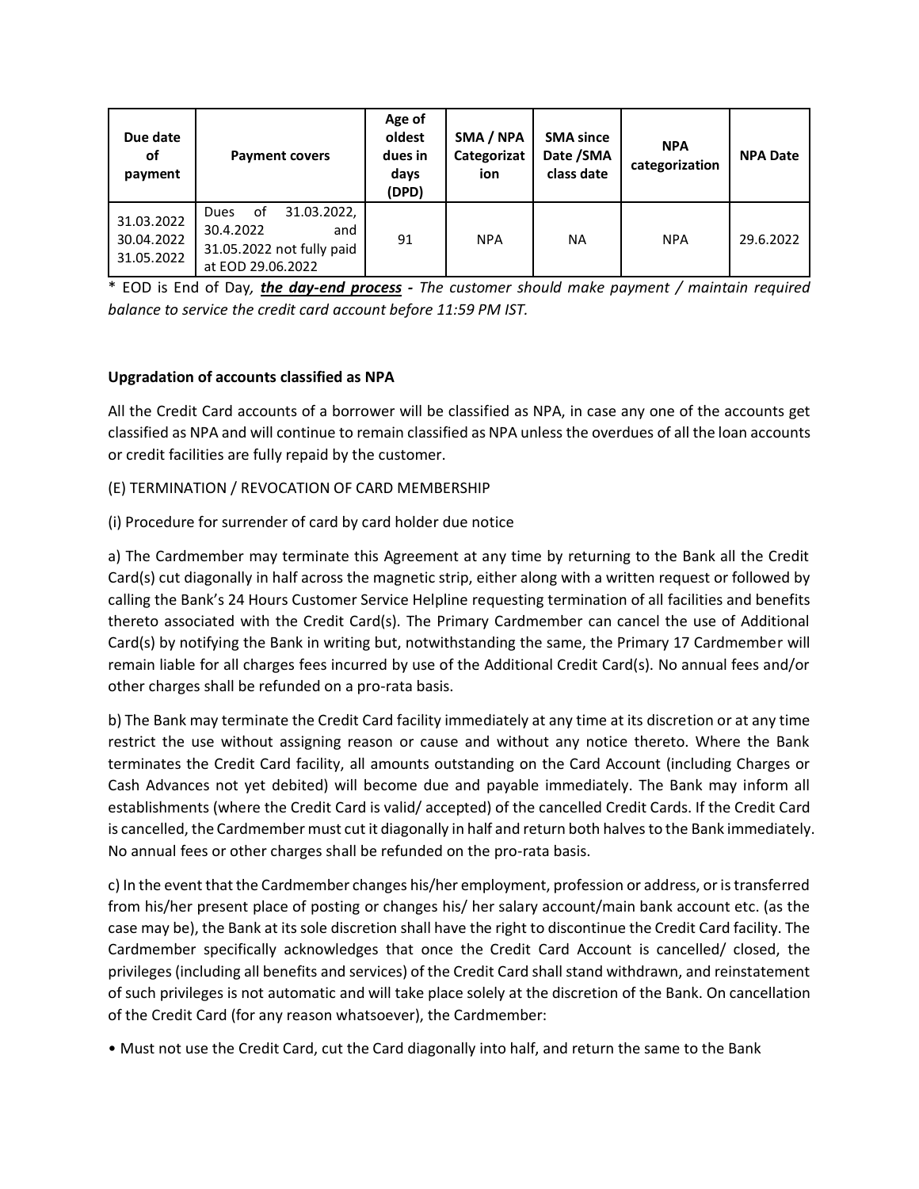| Due date of payment | Payment covers | Age of oldest dues in days (DPD) | SMA / NPA Categorization | SMA since Date /SMA class date | NPA categorization | NPA Date |
|---|---|---|---|---|---|---|
| 31.03.2022 30.04.2022 31.05.2022 | Dues of 31.03.2022, 30.4.2022 and 31.05.2022 not fully paid at EOD 29.06.2022 | 91 | NPA | NA | NPA | 29.6.2022 |

\* EOD is End of Day, ***the day-end process*** *- The customer should make payment / maintain required balance to service the credit card account before 11:59 PM IST.*

**Upgradation of accounts classified as NPA**

All the Credit Card accounts of a borrower will be classified as NPA, in case any one of the accounts get classified as NPA and will continue to remain classified as NPA unless the overdues of all the loan accounts or credit facilities are fully repaid by the customer.

(E) TERMINATION / REVOCATION OF CARD MEMBERSHIP

(i) Procedure for surrender of card by card holder due notice

a) The Cardmember may terminate this Agreement at any time by returning to the Bank all the Credit Card(s) cut diagonally in half across the magnetic strip, either along with a written request or followed by calling the Bank's 24 Hours Customer Service Helpline requesting termination of all facilities and benefits thereto associated with the Credit Card(s). The Primary Cardmember can cancel the use of Additional Card(s) by notifying the Bank in writing but, notwithstanding the same, the Primary 17 Cardmember will remain liable for all charges fees incurred by use of the Additional Credit Card(s). No annual fees and/or other charges shall be refunded on a pro-rata basis.

b) The Bank may terminate the Credit Card facility immediately at any time at its discretion or at any time restrict the use without assigning reason or cause and without any notice thereto. Where the Bank terminates the Credit Card facility, all amounts outstanding on the Card Account (including Charges or Cash Advances not yet debited) will become due and payable immediately. The Bank may inform all establishments (where the Credit Card is valid/ accepted) of the cancelled Credit Cards. If the Credit Card is cancelled, the Cardmember must cut it diagonally in half and return both halves to the Bank immediately. No annual fees or other charges shall be refunded on the pro-rata basis.

c) In the event that the Cardmember changes his/her employment, profession or address, or is transferred from his/her present place of posting or changes his/ her salary account/main bank account etc. (as the case may be), the Bank at its sole discretion shall have the right to discontinue the Credit Card facility. The Cardmember specifically acknowledges that once the Credit Card Account is cancelled/ closed, the privileges (including all benefits and services) of the Credit Card shall stand withdrawn, and reinstatement of such privileges is not automatic and will take place solely at the discretion of the Bank. On cancellation of the Credit Card (for any reason whatsoever), the Cardmember:

- Must not use the Credit Card, cut the Card diagonally into half, and return the same to the Bank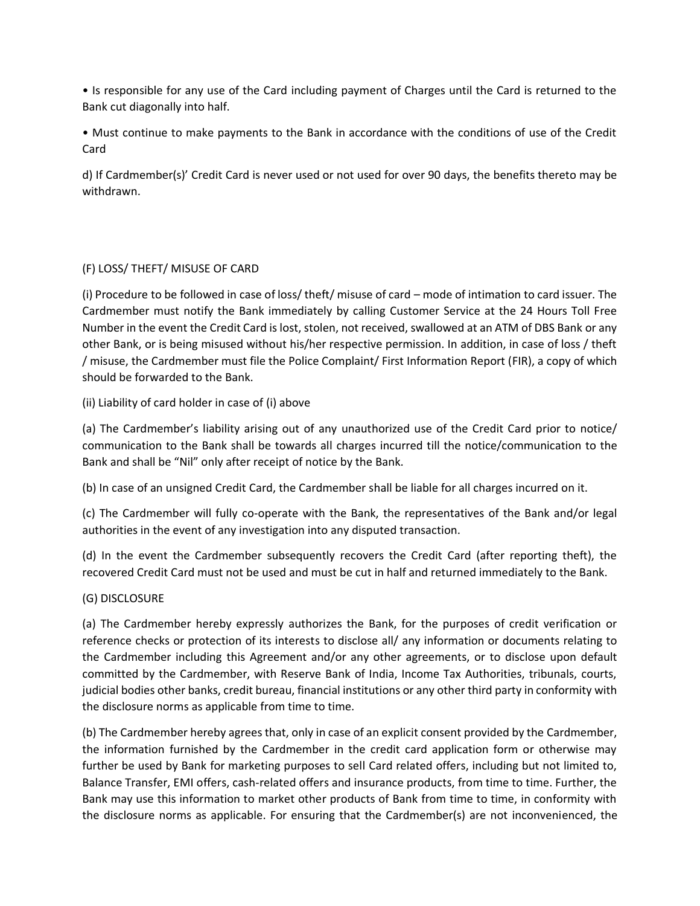- Is responsible for any use of the Card including payment of Charges until the Card is returned to the Bank cut diagonally into half.

- Must continue to make payments to the Bank in accordance with the conditions of use of the Credit Card

d) If Cardmember(s)' Credit Card is never used or not used for over 90 days, the benefits thereto may be withdrawn.

## (F) LOSS/ THEFT/ MISUSE OF CARD

(i) Procedure to be followed in case of loss/ theft/ misuse of card – mode of intimation to card issuer. The Cardmember must notify the Bank immediately by calling Customer Service at the 24 Hours Toll Free Number in the event the Credit Card is lost, stolen, not received, swallowed at an ATM of DBS Bank or any other Bank, or is being misused without his/her respective permission. In addition, in case of loss / theft / misuse, the Cardmember must file the Police Complaint/ First Information Report (FIR), a copy of which should be forwarded to the Bank.

(ii) Liability of card holder in case of (i) above

(a) The Cardmember's liability arising out of any unauthorized use of the Credit Card prior to notice/ communication to the Bank shall be towards all charges incurred till the notice/communication to the Bank and shall be "Nil" only after receipt of notice by the Bank.

(b) In case of an unsigned Credit Card, the Cardmember shall be liable for all charges incurred on it.

(c) The Cardmember will fully co-operate with the Bank, the representatives of the Bank and/or legal authorities in the event of any investigation into any disputed transaction.

(d) In the event the Cardmember subsequently recovers the Credit Card (after reporting theft), the recovered Credit Card must not be used and must be cut in half and returned immediately to the Bank.

## (G) DISCLOSURE

(a) The Cardmember hereby expressly authorizes the Bank, for the purposes of credit verification or reference checks or protection of its interests to disclose all/ any information or documents relating to the Cardmember including this Agreement and/or any other agreements, or to disclose upon default committed by the Cardmember, with Reserve Bank of India, Income Tax Authorities, tribunals, courts, judicial bodies other banks, credit bureau, financial institutions or any other third party in conformity with the disclosure norms as applicable from time to time.

(b) The Cardmember hereby agrees that, only in case of an explicit consent provided by the Cardmember, the information furnished by the Cardmember in the credit card application form or otherwise may further be used by Bank for marketing purposes to sell Card related offers, including but not limited to, Balance Transfer, EMI offers, cash-related offers and insurance products, from time to time. Further, the Bank may use this information to market other products of Bank from time to time, in conformity with the disclosure norms as applicable. For ensuring that the Cardmember(s) are not inconvenienced, the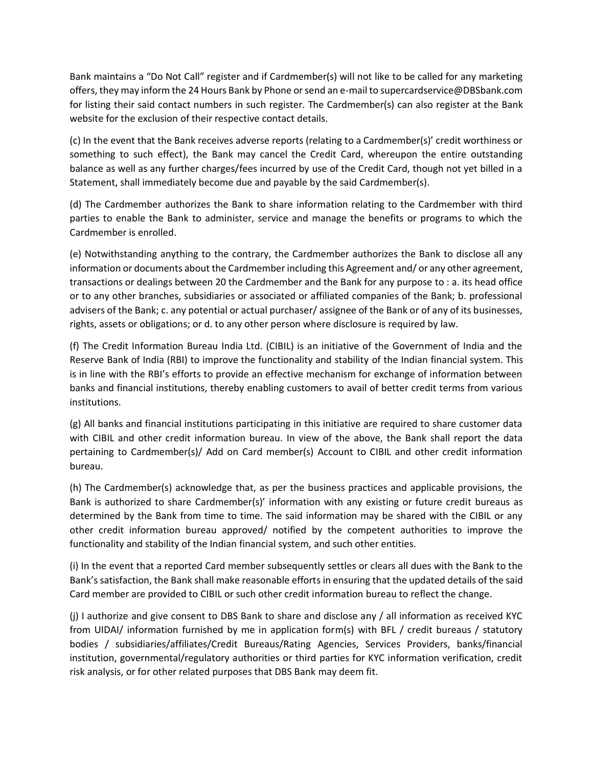Bank maintains a "Do Not Call" register and if Cardmember(s) will not like to be called for any marketing offers, they may inform the 24 Hours Bank by Phone or send an e-mail to supercardservice@DBSbank.com for listing their said contact numbers in such register. The Cardmember(s) can also register at the Bank website for the exclusion of their respective contact details.

(c) In the event that the Bank receives adverse reports (relating to a Cardmember(s)' credit worthiness or something to such effect), the Bank may cancel the Credit Card, whereupon the entire outstanding balance as well as any further charges/fees incurred by use of the Credit Card, though not yet billed in a Statement, shall immediately become due and payable by the said Cardmember(s).

(d) The Cardmember authorizes the Bank to share information relating to the Cardmember with third parties to enable the Bank to administer, service and manage the benefits or programs to which the Cardmember is enrolled.

(e) Notwithstanding anything to the contrary, the Cardmember authorizes the Bank to disclose all any information or documents about the Cardmember including this Agreement and/ or any other agreement, transactions or dealings between 20 the Cardmember and the Bank for any purpose to : a. its head office or to any other branches, subsidiaries or associated or affiliated companies of the Bank; b. professional advisers of the Bank; c. any potential or actual purchaser/ assignee of the Bank or of any of its businesses, rights, assets or obligations; or d. to any other person where disclosure is required by law.

(f) The Credit Information Bureau India Ltd. (CIBIL) is an initiative of the Government of India and the Reserve Bank of India (RBI) to improve the functionality and stability of the Indian financial system. This is in line with the RBI's efforts to provide an effective mechanism for exchange of information between banks and financial institutions, thereby enabling customers to avail of better credit terms from various institutions.

(g) All banks and financial institutions participating in this initiative are required to share customer data with CIBIL and other credit information bureau. In view of the above, the Bank shall report the data pertaining to Cardmember(s)/ Add on Card member(s) Account to CIBIL and other credit information bureau.

(h) The Cardmember(s) acknowledge that, as per the business practices and applicable provisions, the Bank is authorized to share Cardmember(s)' information with any existing or future credit bureaus as determined by the Bank from time to time. The said information may be shared with the CIBIL or any other credit information bureau approved/ notified by the competent authorities to improve the functionality and stability of the Indian financial system, and such other entities.

(i) In the event that a reported Card member subsequently settles or clears all dues with the Bank to the Bank's satisfaction, the Bank shall make reasonable efforts in ensuring that the updated details of the said Card member are provided to CIBIL or such other credit information bureau to reflect the change.

(j) I authorize and give consent to DBS Bank to share and disclose any / all information as received KYC from UIDAI/ information furnished by me in application form(s) with BFL / credit bureaus / statutory bodies / subsidiaries/affiliates/Credit Bureaus/Rating Agencies, Services Providers, banks/financial institution, governmental/regulatory authorities or third parties for KYC information verification, credit risk analysis, or for other related purposes that DBS Bank may deem fit.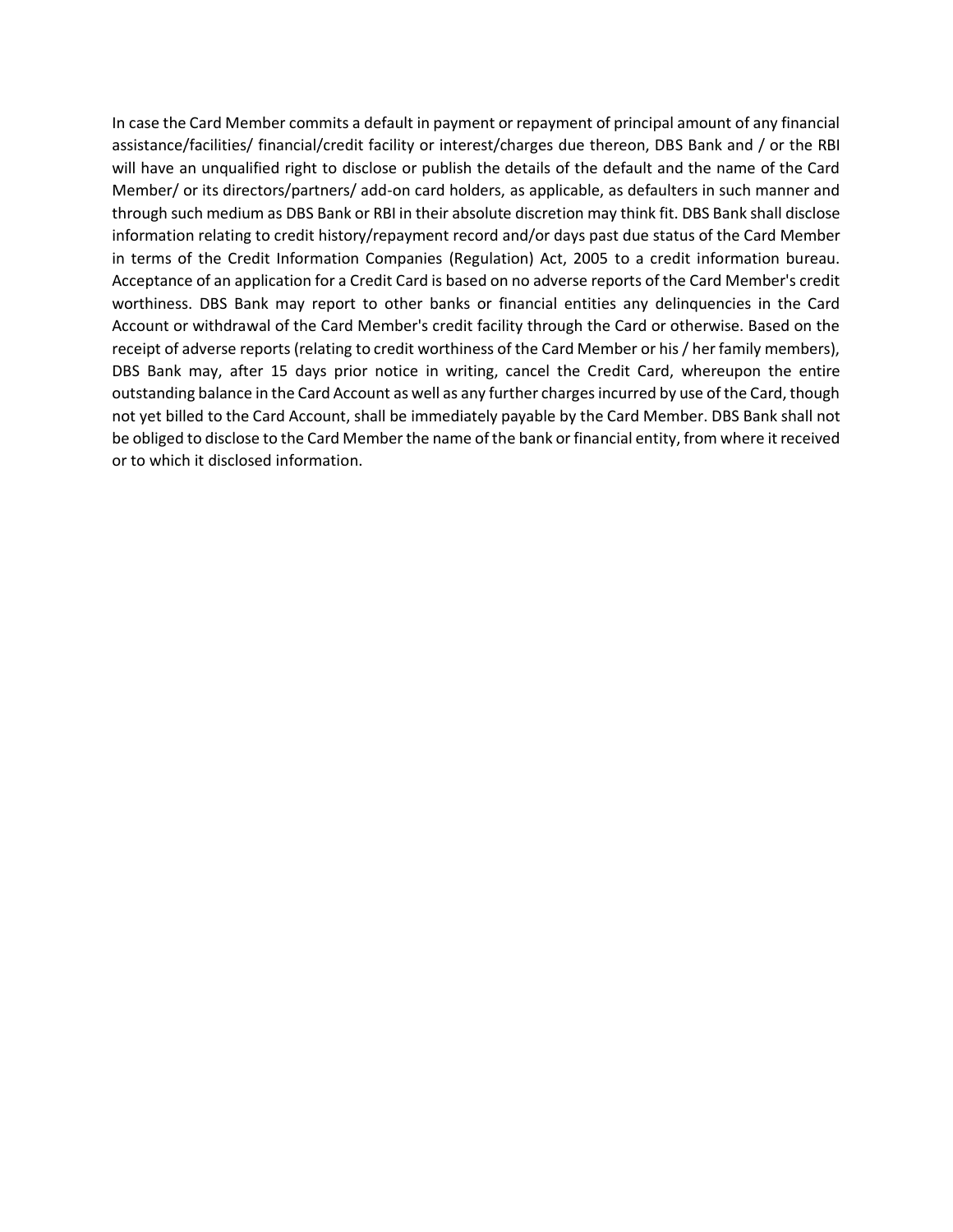In case the Card Member commits a default in payment or repayment of principal amount of any financial assistance/facilities/ financial/credit facility or interest/charges due thereon, DBS Bank and / or the RBI will have an unqualified right to disclose or publish the details of the default and the name of the Card Member/ or its directors/partners/ add-on card holders, as applicable, as defaulters in such manner and through such medium as DBS Bank or RBI in their absolute discretion may think fit. DBS Bank shall disclose information relating to credit history/repayment record and/or days past due status of the Card Member in terms of the Credit Information Companies (Regulation) Act, 2005 to a credit information bureau. Acceptance of an application for a Credit Card is based on no adverse reports of the Card Member's credit worthiness. DBS Bank may report to other banks or financial entities any delinquencies in the Card Account or withdrawal of the Card Member's credit facility through the Card or otherwise. Based on the receipt of adverse reports (relating to credit worthiness of the Card Member or his / her family members), DBS Bank may, after 15 days prior notice in writing, cancel the Credit Card, whereupon the entire outstanding balance in the Card Account as well as any further charges incurred by use of the Card, though not yet billed to the Card Account, shall be immediately payable by the Card Member. DBS Bank shall not be obliged to disclose to the Card Member the name of the bank or financial entity, from where it received or to which it disclosed information.